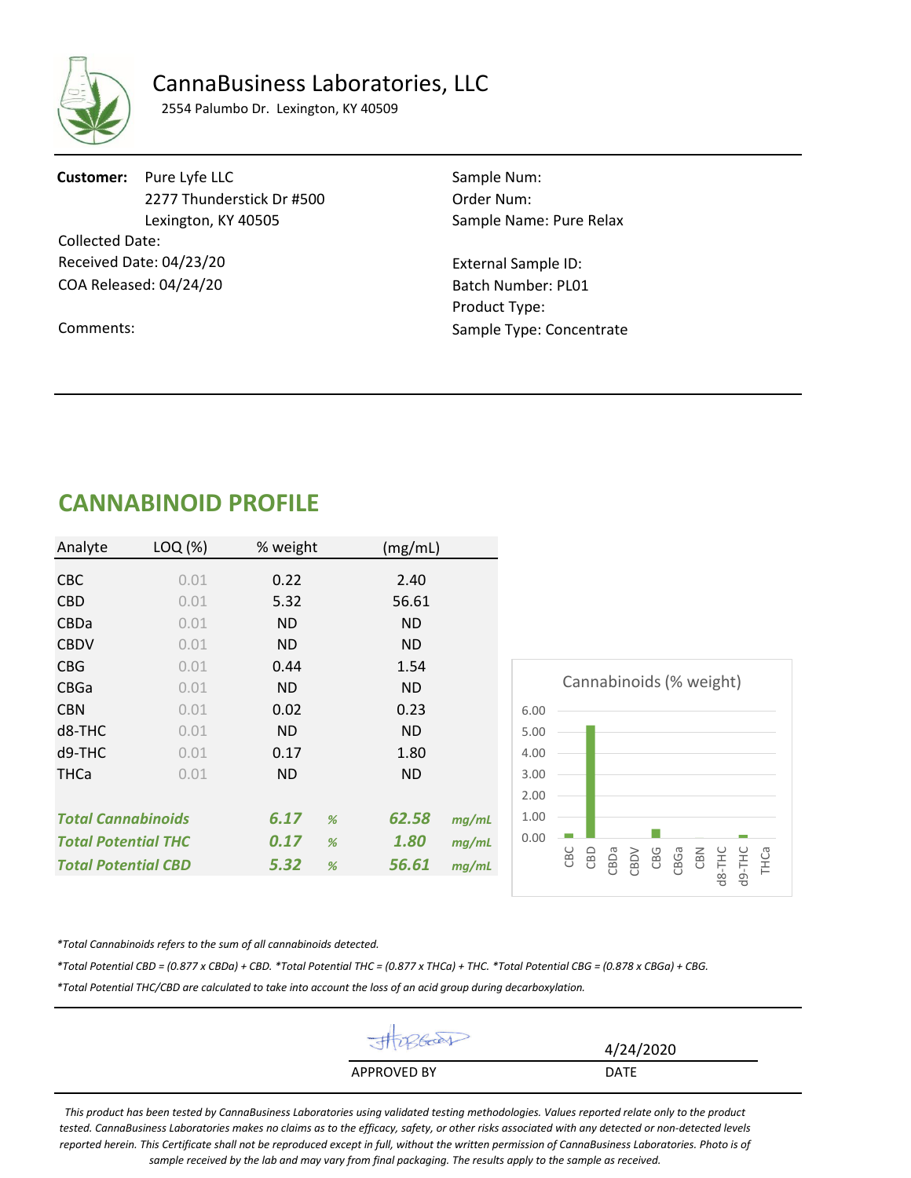# CannaBusiness Laboratories, LLC

2554 Palumbo Dr. Lexington, KY 40509

**Customer:** Pure Lyfe LLC
2277 Thunderstick Dr #500
Lexington, KY 40505

Collected Date:
Received Date: 04/23/20
COA Released: 04/24/20

Comments:

Sample Num:
Order Num:
Sample Name: Pure Relax

External Sample ID:
Batch Number: PL01
Product Type:
Sample Type: Concentrate

## CANNABINOID PROFILE

| Analyte | LOQ (%) | % weight | | (mg/mL) | |
|---|---|---|---|---|---|
| CBC | 0.01 | 0.22 | | 2.40 | |
| CBD | 0.01 | 5.32 | | 56.61 | |
| CBDa | 0.01 | ND | | ND | |
| CBDV | 0.01 | ND | | ND | |
| CBG | 0.01 | 0.44 | | 1.54 | |
| CBGa | 0.01 | ND | | ND | |
| CBN | 0.01 | 0.02 | | 0.23 | |
| d8-THC | 0.01 | ND | | ND | |
| d9-THC | 0.01 | 0.17 | | 1.80 | |
| THCa | 0.01 | ND | | ND | |
| ***Total Cannabinoids*** | | ***6.17*** | *%* | ***62.58*** | *mg/mL* |
| ***Total Potential THC*** | | ***0.17*** | *%* | ***1.80*** | *mg/mL* |
| ***Total Potential CBD*** | | ***5.32*** | *%* | ***56.61*** | *mg/mL* |

Cannabinoids (% weight)

*\*Total Cannabinoids refers to the sum of all cannabinoids detected.*

*\*Total Potential CBD = (0.877 x CBDa) + CBD. \*Total Potential THC = (0.877 x THCa) + THC. \*Total Potential CBG = (0.878 x CBGa) + CBG.*

*\*Total Potential THC/CBD are calculated to take into account the loss of an acid group during decarboxylation.*

APPROVED BY

DATE: 4/24/2020

*This product has been tested by CannaBusiness Laboratories using validated testing methodologies. Values reported relate only to the product tested. CannaBusiness Laboratories makes no claims as to the efficacy, safety, or other risks associated with any detected or non-detected levels reported herein. This Certificate shall not be reproduced except in full, without the written permission of CannaBusiness Laboratories. Photo is of sample received by the lab and may vary from final packaging. The results apply to the sample as received.*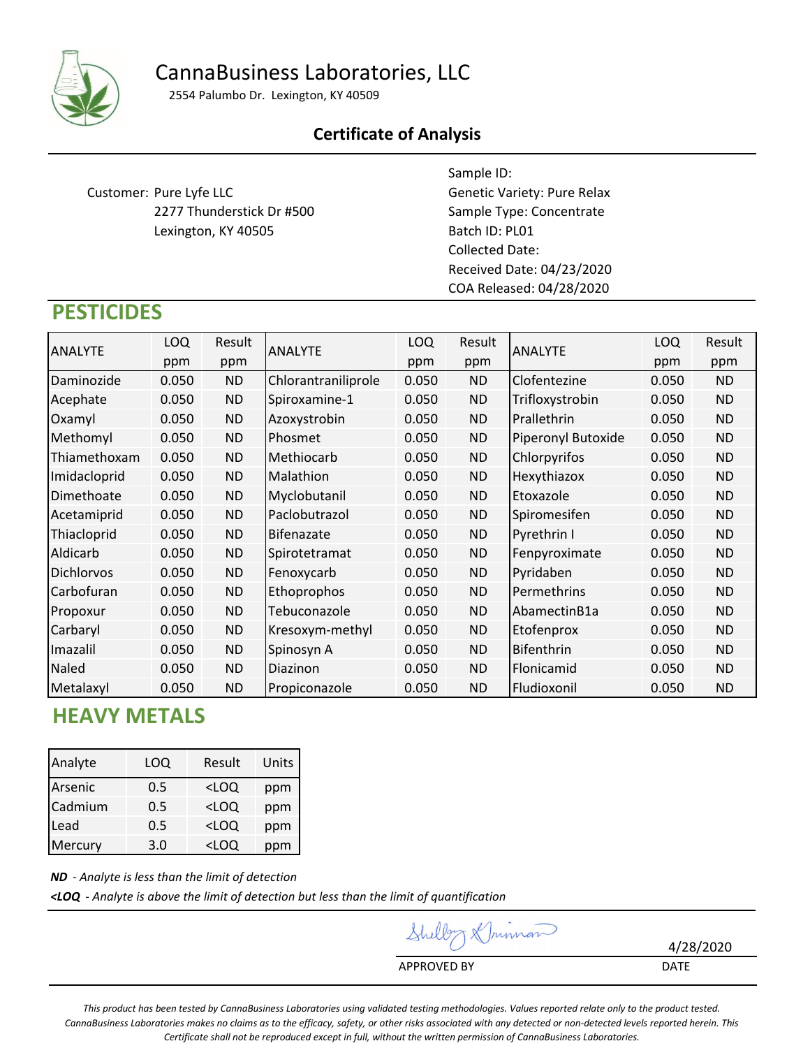# CannaBusiness Laboratories, LLC

2554 Palumbo Dr. Lexington, KY 40509

## Certificate of Analysis

Customer: Pure Lyfe LLC
2277 Thunderstick Dr #500
Lexington, KY 40505

Sample ID:
Genetic Variety: Pure Relax
Sample Type: Concentrate
Batch ID: PL01
Collected Date:
Received Date: 04/23/2020
COA Released: 04/28/2020

## PESTICIDES

| ANALYTE | LOQ ppm | Result ppm | ANALYTE | LOQ ppm | Result ppm | ANALYTE | LOQ ppm | Result ppm |
|---|---|---|---|---|---|---|---|---|
| Daminozide | 0.050 | ND | Chlorantraniliprole | 0.050 | ND | Clofentezine | 0.050 | ND |
| Acephate | 0.050 | ND | Spiroxamine-1 | 0.050 | ND | Trifloxystrobin | 0.050 | ND |
| Oxamyl | 0.050 | ND | Azoxystrobin | 0.050 | ND | Prallethrin | 0.050 | ND |
| Methomyl | 0.050 | ND | Phosmet | 0.050 | ND | Piperonyl Butoxide | 0.050 | ND |
| Thiamethoxam | 0.050 | ND | Methiocarb | 0.050 | ND | Chlorpyrifos | 0.050 | ND |
| Imidacloprid | 0.050 | ND | Malathion | 0.050 | ND | Hexythiazox | 0.050 | ND |
| Dimethoate | 0.050 | ND | Myclobutanil | 0.050 | ND | Etoxazole | 0.050 | ND |
| Acetamiprid | 0.050 | ND | Paclobutrazol | 0.050 | ND | Spiromesifen | 0.050 | ND |
| Thiacloprid | 0.050 | ND | Bifenazate | 0.050 | ND | Pyrethrin I | 0.050 | ND |
| Aldicarb | 0.050 | ND | Spirotetramat | 0.050 | ND | Fenpyroximate | 0.050 | ND |
| Dichlorvos | 0.050 | ND | Fenoxycarb | 0.050 | ND | Pyridaben | 0.050 | ND |
| Carbofuran | 0.050 | ND | Ethoprophos | 0.050 | ND | Permethrins | 0.050 | ND |
| Propoxur | 0.050 | ND | Tebuconazole | 0.050 | ND | AbamectinB1a | 0.050 | ND |
| Carbaryl | 0.050 | ND | Kresoxym-methyl | 0.050 | ND | Etofenprox | 0.050 | ND |
| Imazalil | 0.050 | ND | Spinosyn A | 0.050 | ND | Bifenthrin | 0.050 | ND |
| Naled | 0.050 | ND | Diazinon | 0.050 | ND | Flonicamid | 0.050 | ND |
| Metalaxyl | 0.050 | ND | Propiconazole | 0.050 | ND | Fludioxonil | 0.050 | ND |

## HEAVY METALS

| Analyte | LOQ | Result | Units |
|---|---|---|---|
| Arsenic | 0.5 | <LOQ | ppm |
| Cadmium | 0.5 | <LOQ | ppm |
| Lead | 0.5 | <LOQ | ppm |
| Mercury | 3.0 | <LOQ | ppm |

***ND*** *- Analyte is less than the limit of detection*

***<LOQ*** *- Analyte is above the limit of detection but less than the limit of quantification*

APPROVED BY: Shelby Drinnon    DATE: 4/28/2020

*This product has been tested by CannaBusiness Laboratories using validated testing methodologies. Values reported relate only to the product tested. CannaBusiness Laboratories makes no claims as to the efficacy, safety, or other risks associated with any detected or non-detected levels reported herein. This Certificate shall not be reproduced except in full, without the written permission of CannaBusiness Laboratories.*